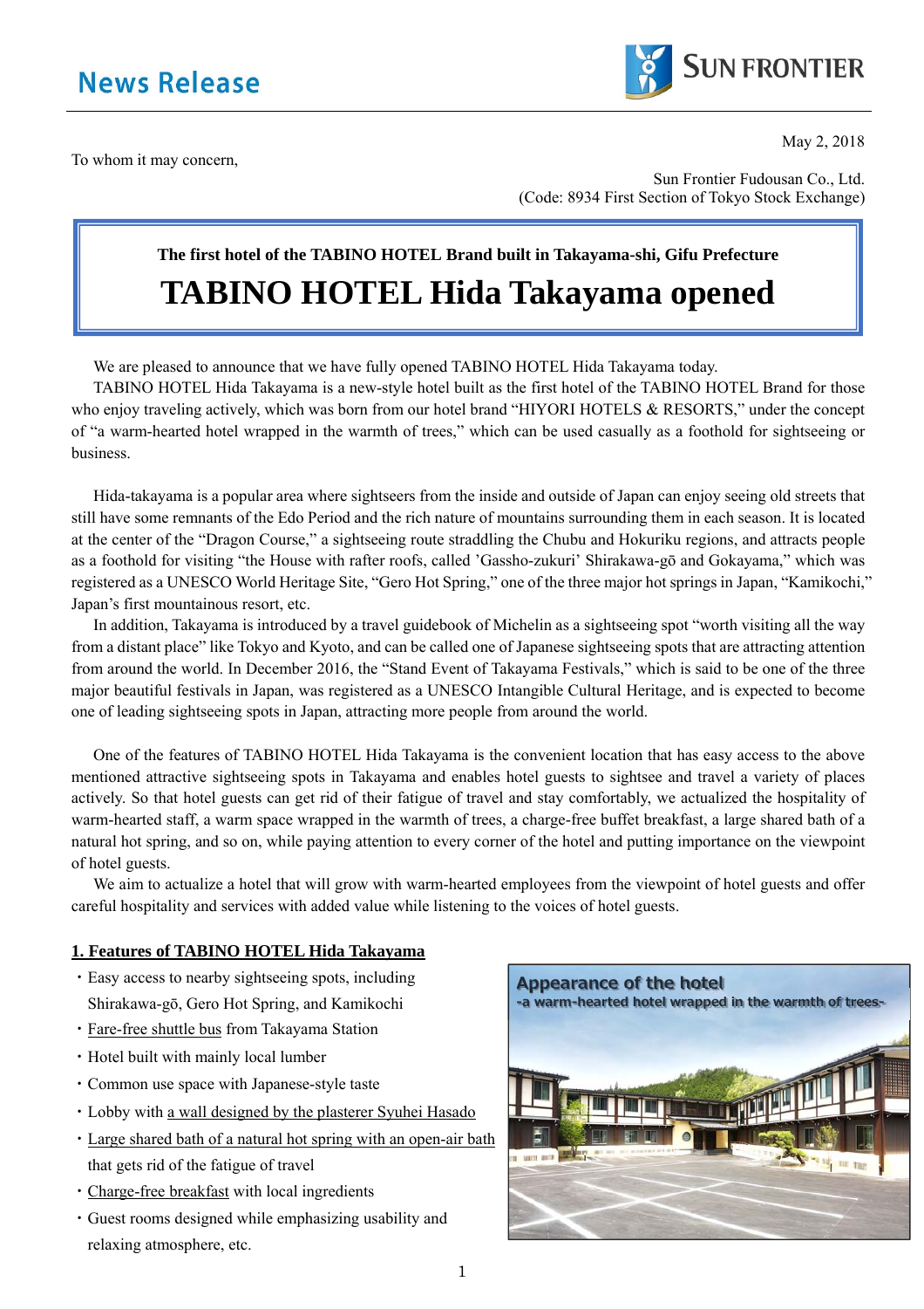# News Release

SUN FRONTIER

May 2, 2018

To whom it may concern,

Sun Frontier Fudousan Co., Ltd.
(Code: 8934 First Section of Tokyo Stock Exchange)

**The first hotel of the TABINO HOTEL Brand built in Takayama-shi, Gifu Prefecture**

# TABINO HOTEL Hida Takayama opened

We are pleased to announce that we have fully opened TABINO HOTEL Hida Takayama today.

TABINO HOTEL Hida Takayama is a new-style hotel built as the first hotel of the TABINO HOTEL Brand for those who enjoy traveling actively, which was born from our hotel brand "HIYORI HOTELS & RESORTS," under the concept of "a warm-hearted hotel wrapped in the warmth of trees," which can be used casually as a foothold for sightseeing or business.

Hida-takayama is a popular area where sightseers from the inside and outside of Japan can enjoy seeing old streets that still have some remnants of the Edo Period and the rich nature of mountains surrounding them in each season. It is located at the center of the "Dragon Course," a sightseeing route straddling the Chubu and Hokuriku regions, and attracts people as a foothold for visiting "the House with rafter roofs, called 'Gassho-zukuri' Shirakawa-gō and Gokayama," which was registered as a UNESCO World Heritage Site, "Gero Hot Spring," one of the three major hot springs in Japan, "Kamikochi," Japan's first mountainous resort, etc.

In addition, Takayama is introduced by a travel guidebook of Michelin as a sightseeing spot "worth visiting all the way from a distant place" like Tokyo and Kyoto, and can be called one of Japanese sightseeing spots that are attracting attention from around the world. In December 2016, the "Stand Event of Takayama Festivals," which is said to be one of the three major beautiful festivals in Japan, was registered as a UNESCO Intangible Cultural Heritage, and is expected to become one of leading sightseeing spots in Japan, attracting more people from around the world.

One of the features of TABINO HOTEL Hida Takayama is the convenient location that has easy access to the above mentioned attractive sightseeing spots in Takayama and enables hotel guests to sightsee and travel a variety of places actively. So that hotel guests can get rid of their fatigue of travel and stay comfortably, we actualized the hospitality of warm-hearted staff, a warm space wrapped in the warmth of trees, a charge-free buffet breakfast, a large shared bath of a natural hot spring, and so on, while paying attention to every corner of the hotel and putting importance on the viewpoint of hotel guests.

We aim to actualize a hotel that will grow with warm-hearted employees from the viewpoint of hotel guests and offer careful hospitality and services with added value while listening to the voices of hotel guests.

## 1. Features of TABINO HOTEL Hida Takayama

- Easy access to nearby sightseeing spots, including Shirakawa-gō, Gero Hot Spring, and Kamikochi
- Fare-free shuttle bus from Takayama Station
- Hotel built with mainly local lumber
- Common use space with Japanese-style taste
- Lobby with a wall designed by the plasterer Syuhei Hasado
- Large shared bath of a natural hot spring with an open-air bath that gets rid of the fatigue of travel
- Charge-free breakfast with local ingredients
- Guest rooms designed while emphasizing usability and relaxing atmosphere, etc.

Appearance of the hotel
-a warm-hearted hotel wrapped in the warmth of trees-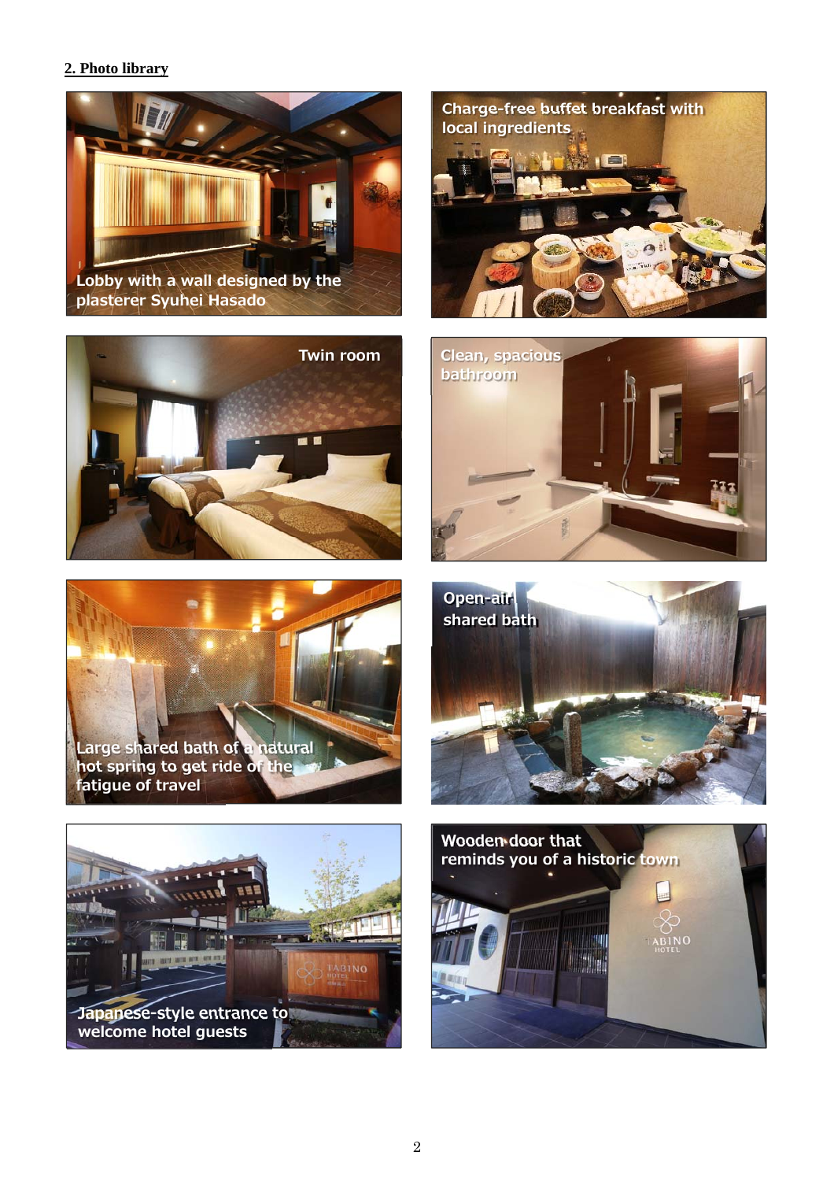## 2. Photo library

Lobby with a wall designed by the plasterer Syuhei Hasado

Charge-free buffet breakfast with local ingredients

Twin room

Clean, spacious bathroom

Large shared bath of a natural hot spring to get ride of the fatigue of travel

Open-air shared bath

Japanese-style entrance to welcome hotel guests

Wooden door that reminds you of a historic town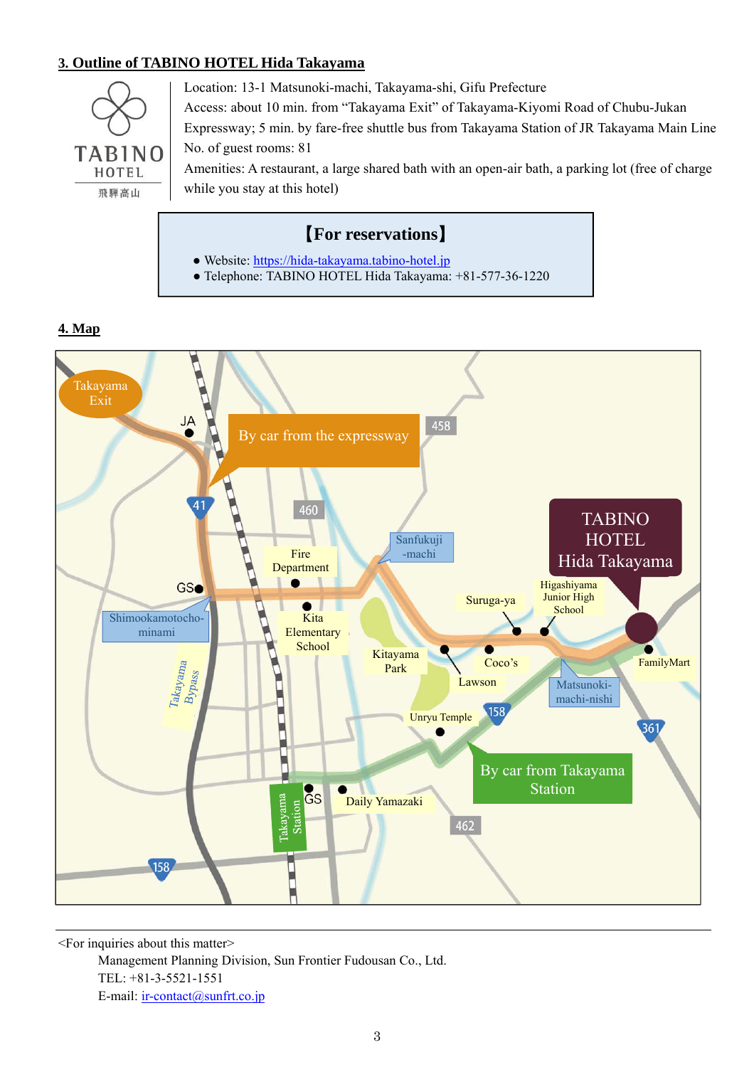## 3. Outline of TABINO HOTEL Hida Takayama

TABINO HOTEL 飛騨高山

Location: 13-1 Matsunoki-machi, Takayama-shi, Gifu Prefecture
Access: about 10 min. from "Takayama Exit" of Takayama-Kiyomi Road of Chubu-Jukan Expressway; 5 min. by fare-free shuttle bus from Takayama Station of JR Takayama Main Line
No. of guest rooms: 81
Amenities: A restaurant, a large shared bath with an open-air bath, a parking lot (free of charge while you stay at this hotel)

**【For reservations】**

- Website: https://hida-takayama.tabino-hotel.jp
- Telephone: TABINO HOTEL Hida Takayama: +81-577-36-1220

## 4. Map

Takayama Exit
JA
By car from the expressway
458
41
460
Sanfukuji -machi
TABINO HOTEL Hida Takayama
Fire Department
GS
Shimookamotocho-minami
Kita Elementary School
Suruga-ya
Higashiyama Junior High School
Kitayama Park
Coco's
Lawson
FamilyMart
Matsunoki-machi-nishi
Takayama Bypass
Unryu Temple
158
361
By car from Takayama Station
Takayama Station
GS
Daily Yamazaki
462
158

<For inquiries about this matter>
Management Planning Division, Sun Frontier Fudousan Co., Ltd.
TEL: +81-3-5521-1551
E-mail: ir-contact@sunfrt.co.jp